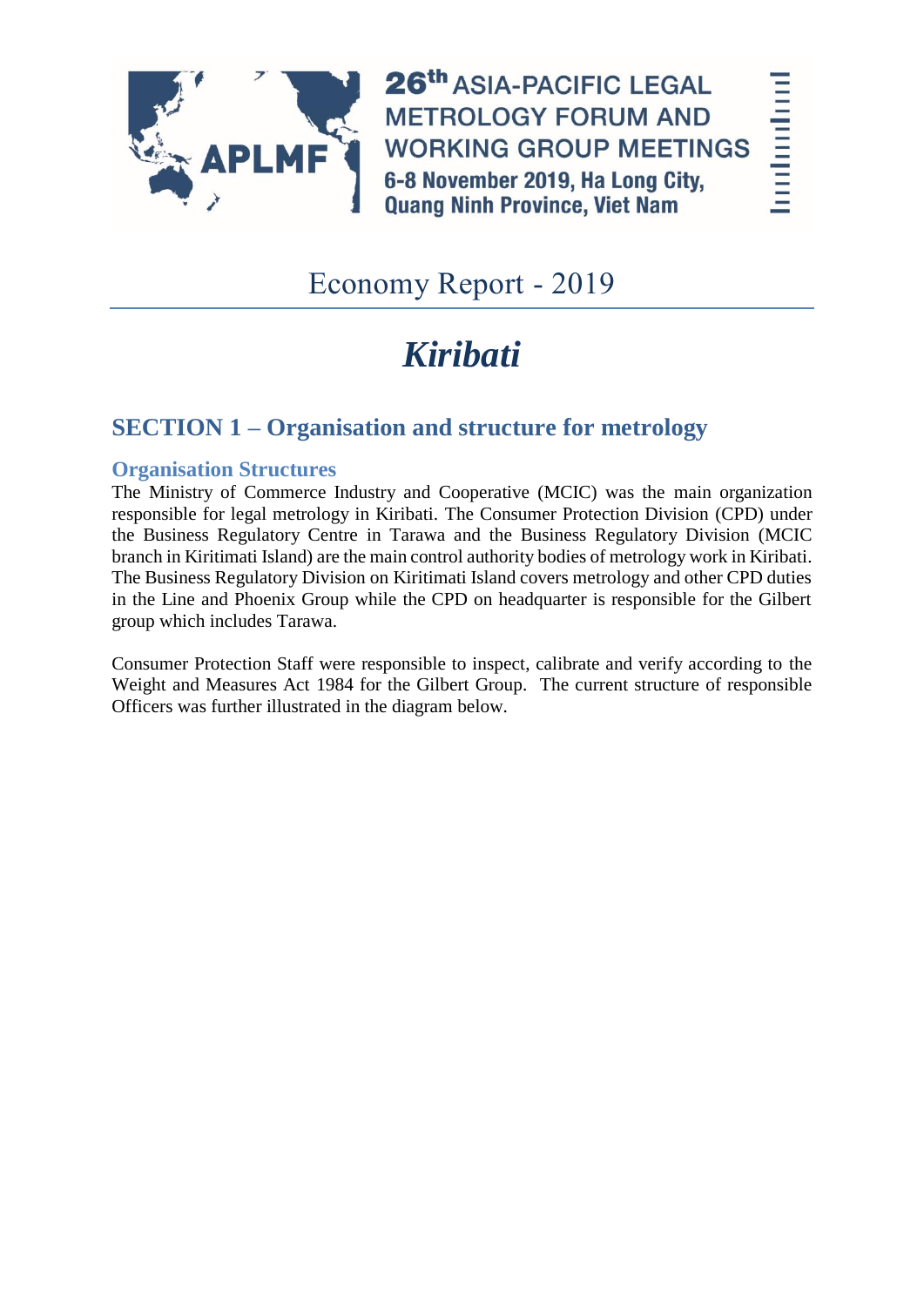26th ASIA-PACIFIC LEGAL METROLOGY FORUM AND WORKING GROUP MEETINGS
6-8 November 2019, Ha Long City, Quang Ninh Province, Viet Nam

# Economy Report - 2019

# *Kiribati*

## SECTION 1 – Organisation and structure for metrology

### Organisation Structures

The Ministry of Commerce Industry and Cooperative (MCIC) was the main organization responsible for legal metrology in Kiribati. The Consumer Protection Division (CPD) under the Business Regulatory Centre in Tarawa and the Business Regulatory Division (MCIC branch in Kiritimati Island) are the main control authority bodies of metrology work in Kiribati. The Business Regulatory Division on Kiritimati Island covers metrology and other CPD duties in the Line and Phoenix Group while the CPD on headquarter is responsible for the Gilbert group which includes Tarawa.

Consumer Protection Staff were responsible to inspect, calibrate and verify according to the Weight and Measures Act 1984 for the Gilbert Group. The current structure of responsible Officers was further illustrated in the diagram below.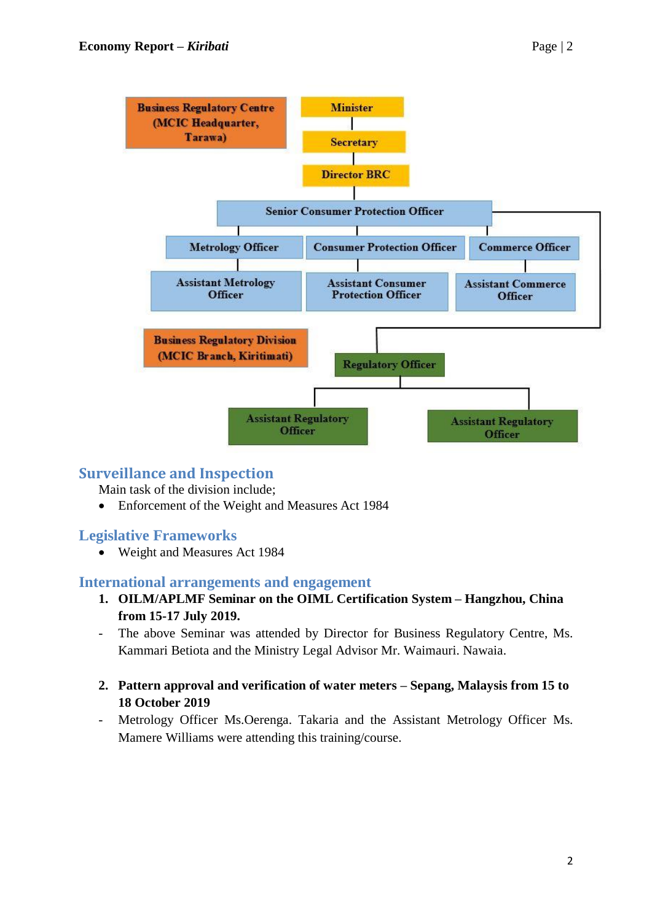Business Regulatory Centre (MCIC Headquarter, Tarawa)

Minister

Secretary

Director BRC

Senior Consumer Protection Officer

Metrology Officer | Consumer Protection Officer | Commerce Officer

Assistant Metrology Officer | Assistant Consumer Protection Officer | Assistant Commerce Officer

Business Regulatory Division (MCIC Branch, Kiritimati)

Regulatory Officer

Assistant Regulatory Officer | Assistant Regulatory Officer

## Surveillance and Inspection

Main task of the division include;

- Enforcement of the Weight and Measures Act 1984

## Legislative Frameworks

- Weight and Measures Act 1984

## International arrangements and engagement

1. **OILM/APLMF Seminar on the OIML Certification System – Hangzhou, China from 15-17 July 2019.**

- The above Seminar was attended by Director for Business Regulatory Centre, Ms. Kammari Betiota and the Ministry Legal Advisor Mr. Waimauri. Nawaia.

2. **Pattern approval and verification of water meters – Sepang, Malaysia from 15 to 18 October 2019**

- Metrology Officer Ms.Oerenga. Takaria and the Assistant Metrology Officer Ms. Mamere Williams were attending this training/course.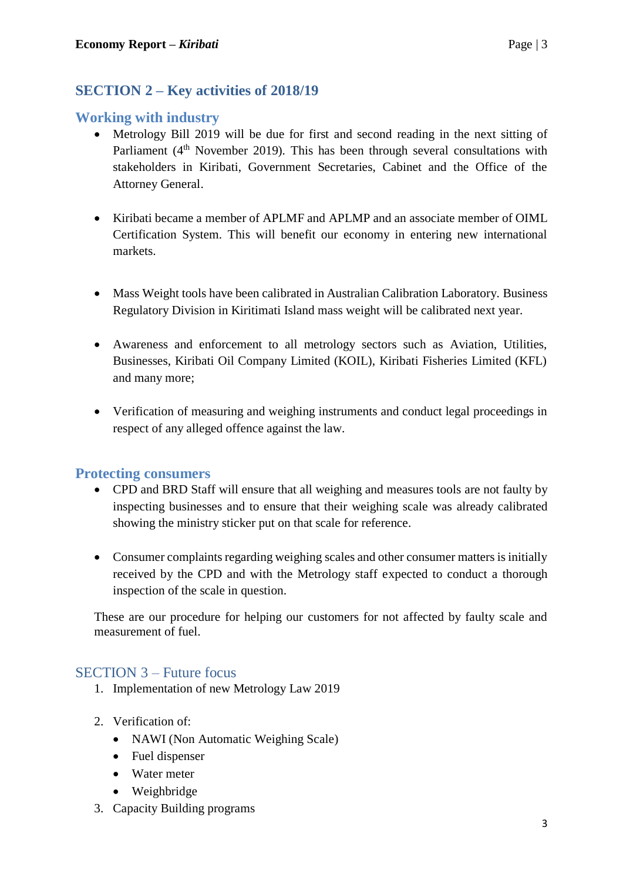## SECTION 2 – Key activities of 2018/19

### Working with industry

- Metrology Bill 2019 will be due for first and second reading in the next sitting of Parliament (4th November 2019). This has been through several consultations with stakeholders in Kiribati, Government Secretaries, Cabinet and the Office of the Attorney General.

- Kiribati became a member of APLMF and APLMP and an associate member of OIML Certification System. This will benefit our economy in entering new international markets.

- Mass Weight tools have been calibrated in Australian Calibration Laboratory. Business Regulatory Division in Kiritimati Island mass weight will be calibrated next year.

- Awareness and enforcement to all metrology sectors such as Aviation, Utilities, Businesses, Kiribati Oil Company Limited (KOIL), Kiribati Fisheries Limited (KFL) and many more;

- Verification of measuring and weighing instruments and conduct legal proceedings in respect of any alleged offence against the law.

### Protecting consumers

- CPD and BRD Staff will ensure that all weighing and measures tools are not faulty by inspecting businesses and to ensure that their weighing scale was already calibrated showing the ministry sticker put on that scale for reference.

- Consumer complaints regarding weighing scales and other consumer matters is initially received by the CPD and with the Metrology staff expected to conduct a thorough inspection of the scale in question.

These are our procedure for helping our customers for not affected by faulty scale and measurement of fuel.

## SECTION 3 – Future focus

1. Implementation of new Metrology Law 2019

2. Verification of:
   - NAWI (Non Automatic Weighing Scale)
   - Fuel dispenser
   - Water meter
   - Weighbridge
3. Capacity Building programs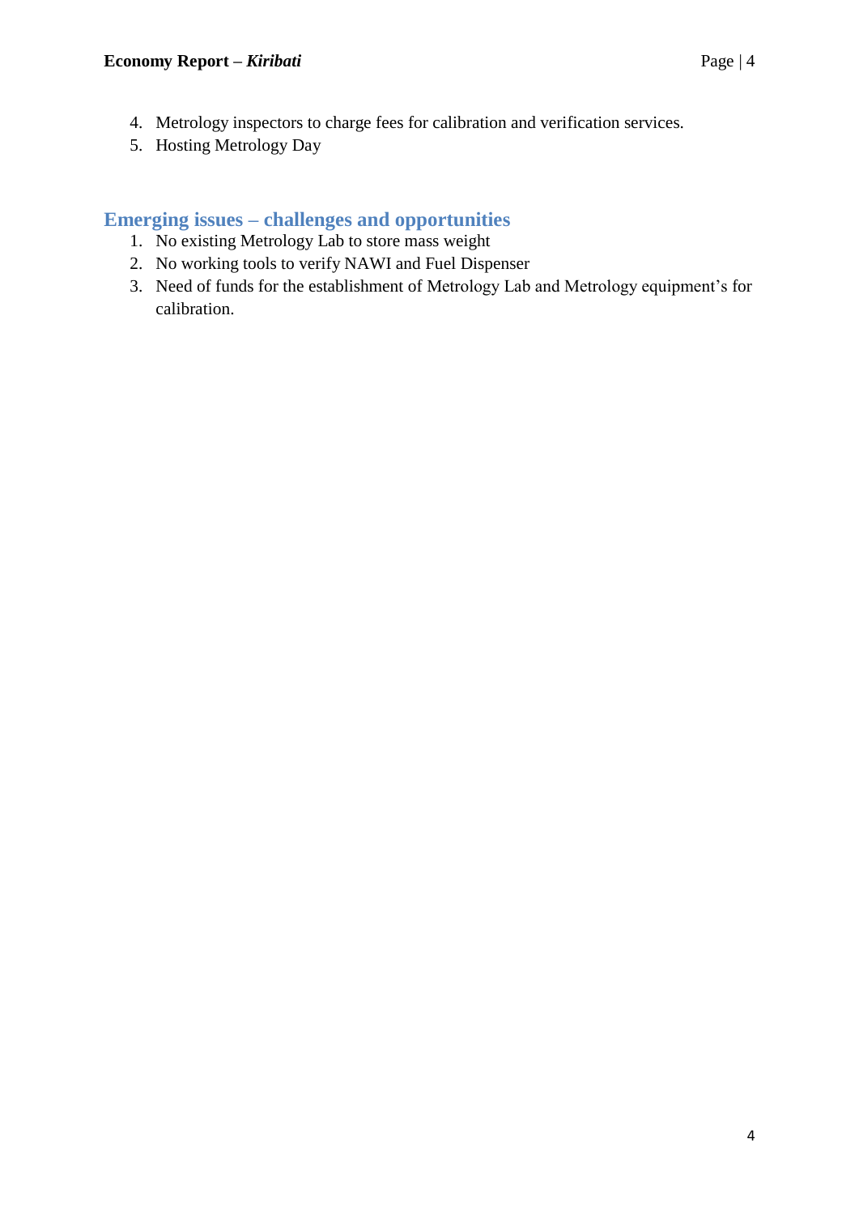4. Metrology inspectors to charge fees for calibration and verification services.
5. Hosting Metrology Day

## Emerging issues – challenges and opportunities

1. No existing Metrology Lab to store mass weight
2. No working tools to verify NAWI and Fuel Dispenser
3. Need of funds for the establishment of Metrology Lab and Metrology equipment's for calibration.